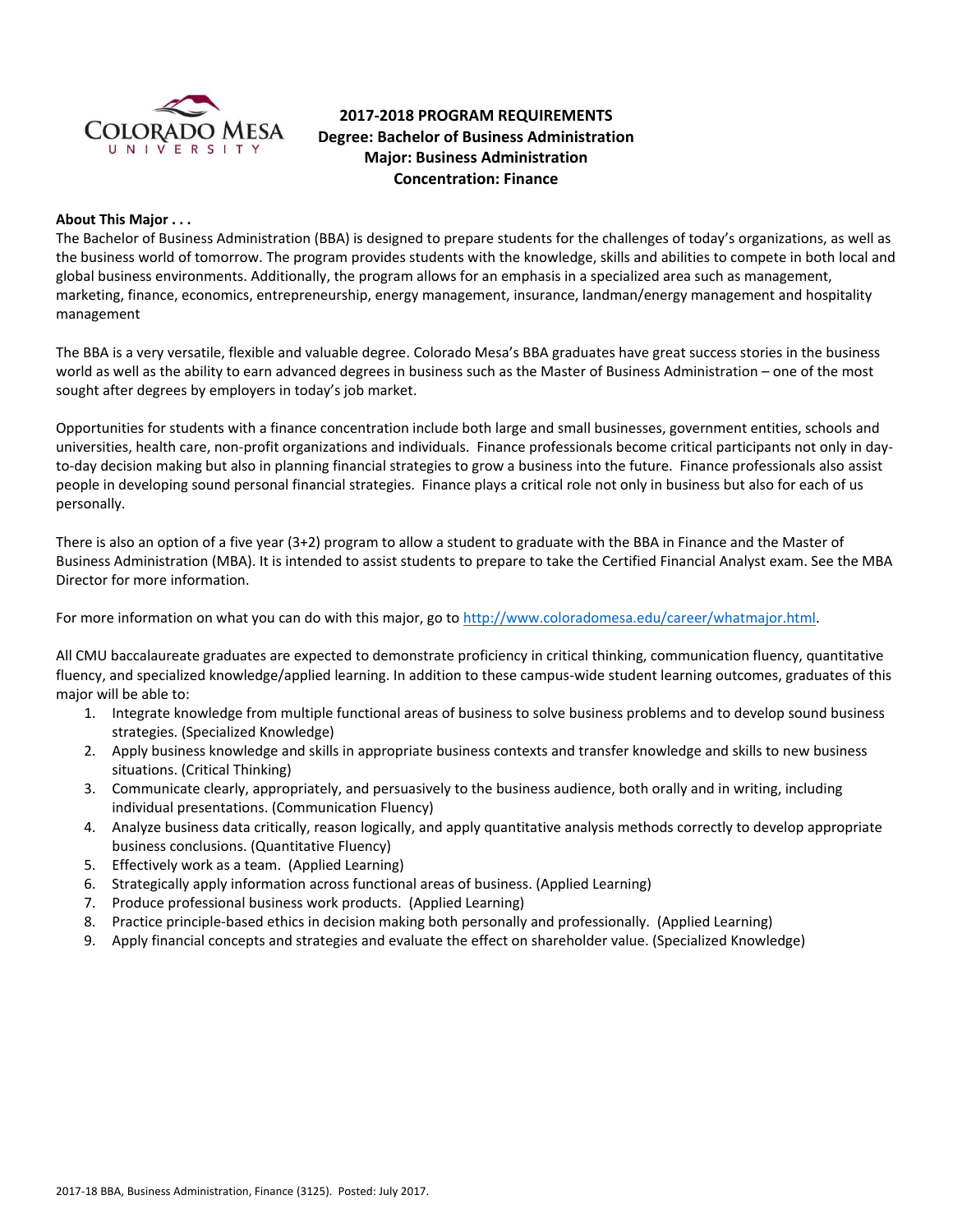**2017-2018 PROGRAM REQUIREMENTS**
**Degree: Bachelor of Business Administration**
**Major: Business Administration**
**Concentration: Finance**

**About This Major . . .**

The Bachelor of Business Administration (BBA) is designed to prepare students for the challenges of today's organizations, as well as the business world of tomorrow. The program provides students with the knowledge, skills and abilities to compete in both local and global business environments. Additionally, the program allows for an emphasis in a specialized area such as management, marketing, finance, economics, entrepreneurship, energy management, insurance, landman/energy management and hospitality management

The BBA is a very versatile, flexible and valuable degree. Colorado Mesa's BBA graduates have great success stories in the business world as well as the ability to earn advanced degrees in business such as the Master of Business Administration – one of the most sought after degrees by employers in today's job market.

Opportunities for students with a finance concentration include both large and small businesses, government entities, schools and universities, health care, non-profit organizations and individuals. Finance professionals become critical participants not only in day-to-day decision making but also in planning financial strategies to grow a business into the future. Finance professionals also assist people in developing sound personal financial strategies. Finance plays a critical role not only in business but also for each of us personally.

There is also an option of a five year (3+2) program to allow a student to graduate with the BBA in Finance and the Master of Business Administration (MBA). It is intended to assist students to prepare to take the Certified Financial Analyst exam. See the MBA Director for more information.

For more information on what you can do with this major, go to http://www.coloradomesa.edu/career/whatmajor.html.

All CMU baccalaureate graduates are expected to demonstrate proficiency in critical thinking, communication fluency, quantitative fluency, and specialized knowledge/applied learning. In addition to these campus-wide student learning outcomes, graduates of this major will be able to:

1. Integrate knowledge from multiple functional areas of business to solve business problems and to develop sound business strategies. (Specialized Knowledge)
2. Apply business knowledge and skills in appropriate business contexts and transfer knowledge and skills to new business situations. (Critical Thinking)
3. Communicate clearly, appropriately, and persuasively to the business audience, both orally and in writing, including individual presentations. (Communication Fluency)
4. Analyze business data critically, reason logically, and apply quantitative analysis methods correctly to develop appropriate business conclusions. (Quantitative Fluency)
5. Effectively work as a team. (Applied Learning)
6. Strategically apply information across functional areas of business. (Applied Learning)
7. Produce professional business work products. (Applied Learning)
8. Practice principle-based ethics in decision making both personally and professionally. (Applied Learning)
9. Apply financial concepts and strategies and evaluate the effect on shareholder value. (Specialized Knowledge)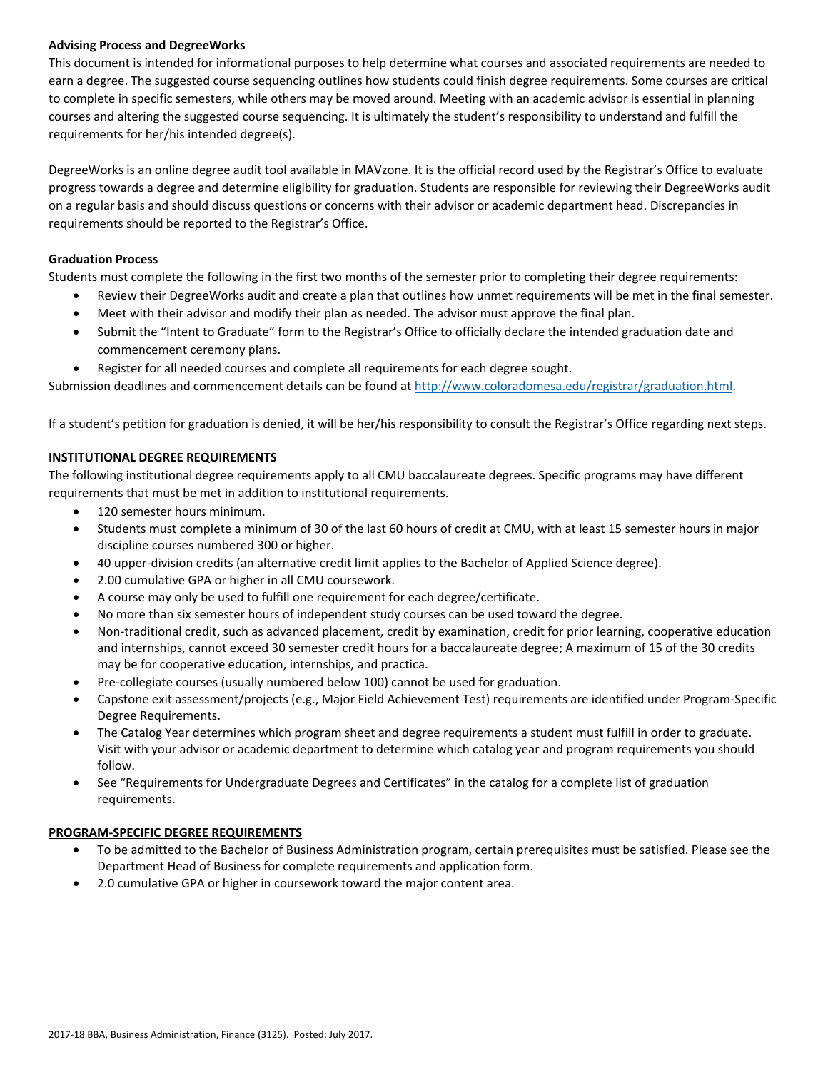**Advising Process and DegreeWorks**

This document is intended for informational purposes to help determine what courses and associated requirements are needed to earn a degree. The suggested course sequencing outlines how students could finish degree requirements. Some courses are critical to complete in specific semesters, while others may be moved around. Meeting with an academic advisor is essential in planning courses and altering the suggested course sequencing. It is ultimately the student's responsibility to understand and fulfill the requirements for her/his intended degree(s).

DegreeWorks is an online degree audit tool available in MAVzone. It is the official record used by the Registrar's Office to evaluate progress towards a degree and determine eligibility for graduation. Students are responsible for reviewing their DegreeWorks audit on a regular basis and should discuss questions or concerns with their advisor or academic department head. Discrepancies in requirements should be reported to the Registrar's Office.

**Graduation Process**

Students must complete the following in the first two months of the semester prior to completing their degree requirements:

- Review their DegreeWorks audit and create a plan that outlines how unmet requirements will be met in the final semester.
- Meet with their advisor and modify their plan as needed. The advisor must approve the final plan.
- Submit the "Intent to Graduate" form to the Registrar's Office to officially declare the intended graduation date and commencement ceremony plans.
- Register for all needed courses and complete all requirements for each degree sought.

Submission deadlines and commencement details can be found at http://www.coloradomesa.edu/registrar/graduation.html.

If a student's petition for graduation is denied, it will be her/his responsibility to consult the Registrar's Office regarding next steps.

**INSTITUTIONAL DEGREE REQUIREMENTS**

The following institutional degree requirements apply to all CMU baccalaureate degrees. Specific programs may have different requirements that must be met in addition to institutional requirements.

- 120 semester hours minimum.
- Students must complete a minimum of 30 of the last 60 hours of credit at CMU, with at least 15 semester hours in major discipline courses numbered 300 or higher.
- 40 upper-division credits (an alternative credit limit applies to the Bachelor of Applied Science degree).
- 2.00 cumulative GPA or higher in all CMU coursework.
- A course may only be used to fulfill one requirement for each degree/certificate.
- No more than six semester hours of independent study courses can be used toward the degree.
- Non-traditional credit, such as advanced placement, credit by examination, credit for prior learning, cooperative education and internships, cannot exceed 30 semester credit hours for a baccalaureate degree; A maximum of 15 of the 30 credits may be for cooperative education, internships, and practica.
- Pre-collegiate courses (usually numbered below 100) cannot be used for graduation.
- Capstone exit assessment/projects (e.g., Major Field Achievement Test) requirements are identified under Program-Specific Degree Requirements.
- The Catalog Year determines which program sheet and degree requirements a student must fulfill in order to graduate. Visit with your advisor or academic department to determine which catalog year and program requirements you should follow.
- See "Requirements for Undergraduate Degrees and Certificates" in the catalog for a complete list of graduation requirements.

**PROGRAM-SPECIFIC DEGREE REQUIREMENTS**

- To be admitted to the Bachelor of Business Administration program, certain prerequisites must be satisfied. Please see the Department Head of Business for complete requirements and application form.
- 2.0 cumulative GPA or higher in coursework toward the major content area.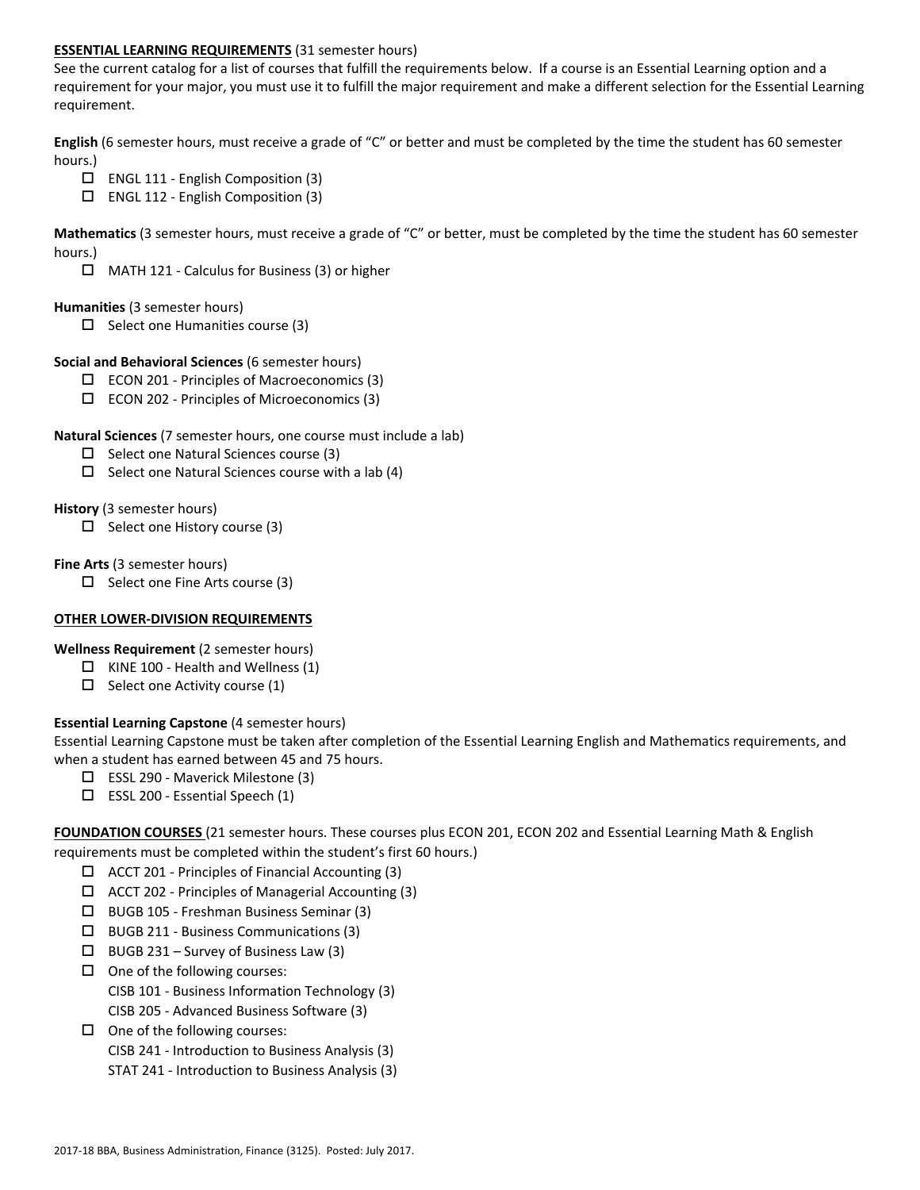**ESSENTIAL LEARNING REQUIREMENTS** (31 semester hours)

See the current catalog for a list of courses that fulfill the requirements below. If a course is an Essential Learning option and a requirement for your major, you must use it to fulfill the major requirement and make a different selection for the Essential Learning requirement.

**English** (6 semester hours, must receive a grade of "C" or better and must be completed by the time the student has 60 semester hours.)

- ☐ ENGL 111 - English Composition (3)
- ☐ ENGL 112 - English Composition (3)

**Mathematics** (3 semester hours, must receive a grade of "C" or better, must be completed by the time the student has 60 semester hours.)

- ☐ MATH 121 - Calculus for Business (3) or higher

**Humanities** (3 semester hours)

- ☐ Select one Humanities course (3)

**Social and Behavioral Sciences** (6 semester hours)

- ☐ ECON 201 - Principles of Macroeconomics (3)
- ☐ ECON 202 - Principles of Microeconomics (3)

**Natural Sciences** (7 semester hours, one course must include a lab)

- ☐ Select one Natural Sciences course (3)
- ☐ Select one Natural Sciences course with a lab (4)

**History** (3 semester hours)

- ☐ Select one History course (3)

**Fine Arts** (3 semester hours)

- ☐ Select one Fine Arts course (3)

**OTHER LOWER-DIVISION REQUIREMENTS**

**Wellness Requirement** (2 semester hours)

- ☐ KINE 100 - Health and Wellness (1)
- ☐ Select one Activity course (1)

**Essential Learning Capstone** (4 semester hours)

Essential Learning Capstone must be taken after completion of the Essential Learning English and Mathematics requirements, and when a student has earned between 45 and 75 hours.

- ☐ ESSL 290 - Maverick Milestone (3)
- ☐ ESSL 200 - Essential Speech (1)

**FOUNDATION COURSES** (21 semester hours. These courses plus ECON 201, ECON 202 and Essential Learning Math & English requirements must be completed within the student's first 60 hours.)

- ☐ ACCT 201 - Principles of Financial Accounting (3)
- ☐ ACCT 202 - Principles of Managerial Accounting (3)
- ☐ BUGB 105 - Freshman Business Seminar (3)
- ☐ BUGB 211 - Business Communications (3)
- ☐ BUGB 231 – Survey of Business Law (3)
- ☐ One of the following courses:
  CISB 101 - Business Information Technology (3)
  CISB 205 - Advanced Business Software (3)
- ☐ One of the following courses:
  CISB 241 - Introduction to Business Analysis (3)
  STAT 241 - Introduction to Business Analysis (3)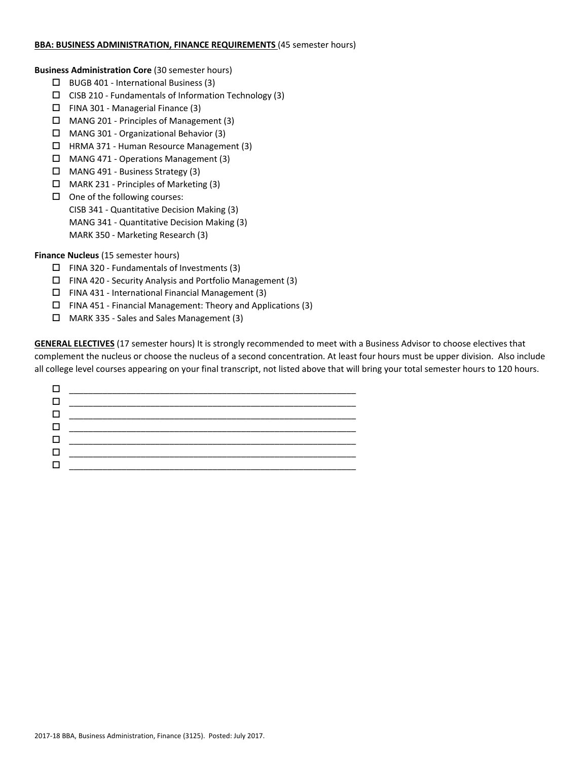**BBA: BUSINESS ADMINISTRATION, FINANCE REQUIREMENTS** (45 semester hours)

**Business Administration Core** (30 semester hours)

- ☐ BUGB 401 - International Business (3)
- ☐ CISB 210 - Fundamentals of Information Technology (3)
- ☐ FINA 301 - Managerial Finance (3)
- ☐ MANG 201 - Principles of Management (3)
- ☐ MANG 301 - Organizational Behavior (3)
- ☐ HRMA 371 - Human Resource Management (3)
- ☐ MANG 471 - Operations Management (3)
- ☐ MANG 491 - Business Strategy (3)
- ☐ MARK 231 - Principles of Marketing (3)
- ☐ One of the following courses:
  CISB 341 - Quantitative Decision Making (3)
  MANG 341 - Quantitative Decision Making (3)
  MARK 350 - Marketing Research (3)

**Finance Nucleus** (15 semester hours)

- ☐ FINA 320 - Fundamentals of Investments (3)
- ☐ FINA 420 - Security Analysis and Portfolio Management (3)
- ☐ FINA 431 - International Financial Management (3)
- ☐ FINA 451 - Financial Management: Theory and Applications (3)
- ☐ MARK 335 - Sales and Sales Management (3)

**GENERAL ELECTIVES** (17 semester hours) It is strongly recommended to meet with a Business Advisor to choose electives that complement the nucleus or choose the nucleus of a second concentration. At least four hours must be upper division. Also include all college level courses appearing on your final transcript, not listed above that will bring your total semester hours to 120 hours.

- ☐ ______________________________________________
- ☐ ______________________________________________
- ☐ ______________________________________________
- ☐ ______________________________________________
- ☐ ______________________________________________
- ☐ ______________________________________________
- ☐ ______________________________________________

2017-18 BBA, Business Administration, Finance (3125). Posted: July 2017.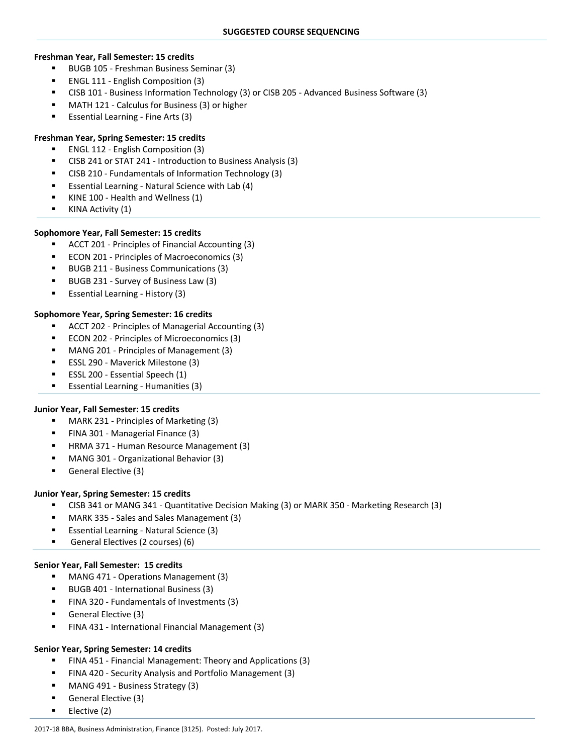## SUGGESTED COURSE SEQUENCING

**Freshman Year, Fall Semester: 15 credits**

- BUGB 105 - Freshman Business Seminar (3)
- ENGL 111 - English Composition (3)
- CISB 101 - Business Information Technology (3) or CISB 205 - Advanced Business Software (3)
- MATH 121 - Calculus for Business (3) or higher
- Essential Learning - Fine Arts (3)

**Freshman Year, Spring Semester: 15 credits**

- ENGL 112 - English Composition (3)
- CISB 241 or STAT 241 - Introduction to Business Analysis (3)
- CISB 210 - Fundamentals of Information Technology (3)
- Essential Learning - Natural Science with Lab (4)
- KINE 100 - Health and Wellness (1)
- KINA Activity (1)

**Sophomore Year, Fall Semester: 15 credits**

- ACCT 201 - Principles of Financial Accounting (3)
- ECON 201 - Principles of Macroeconomics (3)
- BUGB 211 - Business Communications (3)
- BUGB 231 - Survey of Business Law (3)
- Essential Learning - History (3)

**Sophomore Year, Spring Semester: 16 credits**

- ACCT 202 - Principles of Managerial Accounting (3)
- ECON 202 - Principles of Microeconomics (3)
- MANG 201 - Principles of Management (3)
- ESSL 290 - Maverick Milestone (3)
- ESSL 200 - Essential Speech (1)
- Essential Learning - Humanities (3)

**Junior Year, Fall Semester: 15 credits**

- MARK 231 - Principles of Marketing (3)
- FINA 301 - Managerial Finance (3)
- HRMA 371 - Human Resource Management (3)
- MANG 301 - Organizational Behavior (3)
- General Elective (3)

**Junior Year, Spring Semester: 15 credits**

- CISB 341 or MANG 341 - Quantitative Decision Making (3) or MARK 350 - Marketing Research (3)
- MARK 335 - Sales and Sales Management (3)
- Essential Learning - Natural Science (3)
- General Electives (2 courses) (6)

**Senior Year, Fall Semester: 15 credits**

- MANG 471 - Operations Management (3)
- BUGB 401 - International Business (3)
- FINA 320 - Fundamentals of Investments (3)
- General Elective (3)
- FINA 431 - International Financial Management (3)

**Senior Year, Spring Semester: 14 credits**

- FINA 451 - Financial Management: Theory and Applications (3)
- FINA 420 - Security Analysis and Portfolio Management (3)
- MANG 491 - Business Strategy (3)
- General Elective (3)
- Elective (2)

2017-18 BBA, Business Administration, Finance (3125). Posted: July 2017.